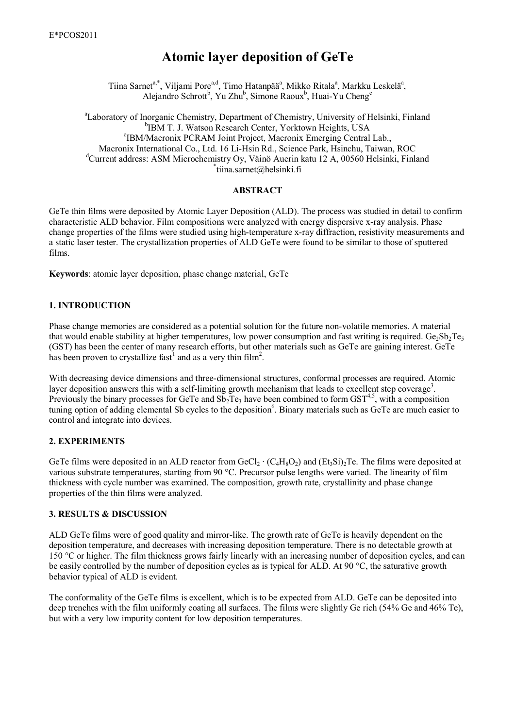# Atomic layer deposition of GeTe

Tiina Sarnet[a,*], Viljami Pore[a,d], Timo Hatanpää[a], Mikko Ritala[a], Markku Leskelä[a], Alejandro Schrott[b], Yu Zhu[b], Simone Raoux[b], Huai-Yu Cheng[c]

[a]Laboratory of Inorganic Chemistry, Department of Chemistry, University of Helsinki, Finland
[b]IBM T. J. Watson Research Center, Yorktown Heights, USA
[c]IBM/Macronix PCRAM Joint Project, Macronix Emerging Central Lab., Macronix International Co., Ltd. 16 Li-Hsin Rd., Science Park, Hsinchu, Taiwan, ROC
[d]Current address: ASM Microchemistry Oy, Väinö Auerin katu 12 A, 00560 Helsinki, Finland
[*]tiina.sarnet@helsinki.fi

### ABSTRACT

GeTe thin films were deposited by Atomic Layer Deposition (ALD). The process was studied in detail to confirm characteristic ALD behavior. Film compositions were analyzed with energy dispersive x-ray analysis. Phase change properties of the films were studied using high-temperature x-ray diffraction, resistivity measurements and a static laser tester. The crystallization properties of ALD GeTe were found to be similar to those of sputtered films.

**Keywords**: atomic layer deposition, phase change material, GeTe

## 1. INTRODUCTION

Phase change memories are considered as a potential solution for the future non-volatile memories. A material that would enable stability at higher temperatures, low power consumption and fast writing is required. $Ge_2Sb_2Te_5$ (GST) has been the center of many research efforts, but other materials such as GeTe are gaining interest. GeTe has been proven to crystallize fast[1] and as a very thin film[2].

With decreasing device dimensions and three-dimensional structures, conformal processes are required. Atomic layer deposition answers this with a self-limiting growth mechanism that leads to excellent step coverage[3]. Previously the binary processes for GeTe and $Sb_2Te_3$ have been combined to form GST[4,5], with a composition tuning option of adding elemental Sb cycles to the deposition[6]. Binary materials such as GeTe are much easier to control and integrate into devices.

## 2. EXPERIMENTS

GeTe films were deposited in an ALD reactor from $GeCl_2 \cdot (C_4H_8O_2)$ and $(Et_3Si)_2Te$. The films were deposited at various substrate temperatures, starting from 90 °C. Precursor pulse lengths were varied. The linearity of film thickness with cycle number was examined. The composition, growth rate, crystallinity and phase change properties of the thin films were analyzed.

## 3. RESULTS & DISCUSSION

ALD GeTe films were of good quality and mirror-like. The growth rate of GeTe is heavily dependent on the deposition temperature, and decreases with increasing deposition temperature. There is no detectable growth at 150 °C or higher. The film thickness grows fairly linearly with an increasing number of deposition cycles, and can be easily controlled by the number of deposition cycles as is typical for ALD. At 90 °C, the saturative growth behavior typical of ALD is evident.

The conformality of the GeTe films is excellent, which is to be expected from ALD. GeTe can be deposited into deep trenches with the film uniformly coating all surfaces. The films were slightly Ge rich (54% Ge and 46% Te), but with a very low impurity content for low deposition temperatures.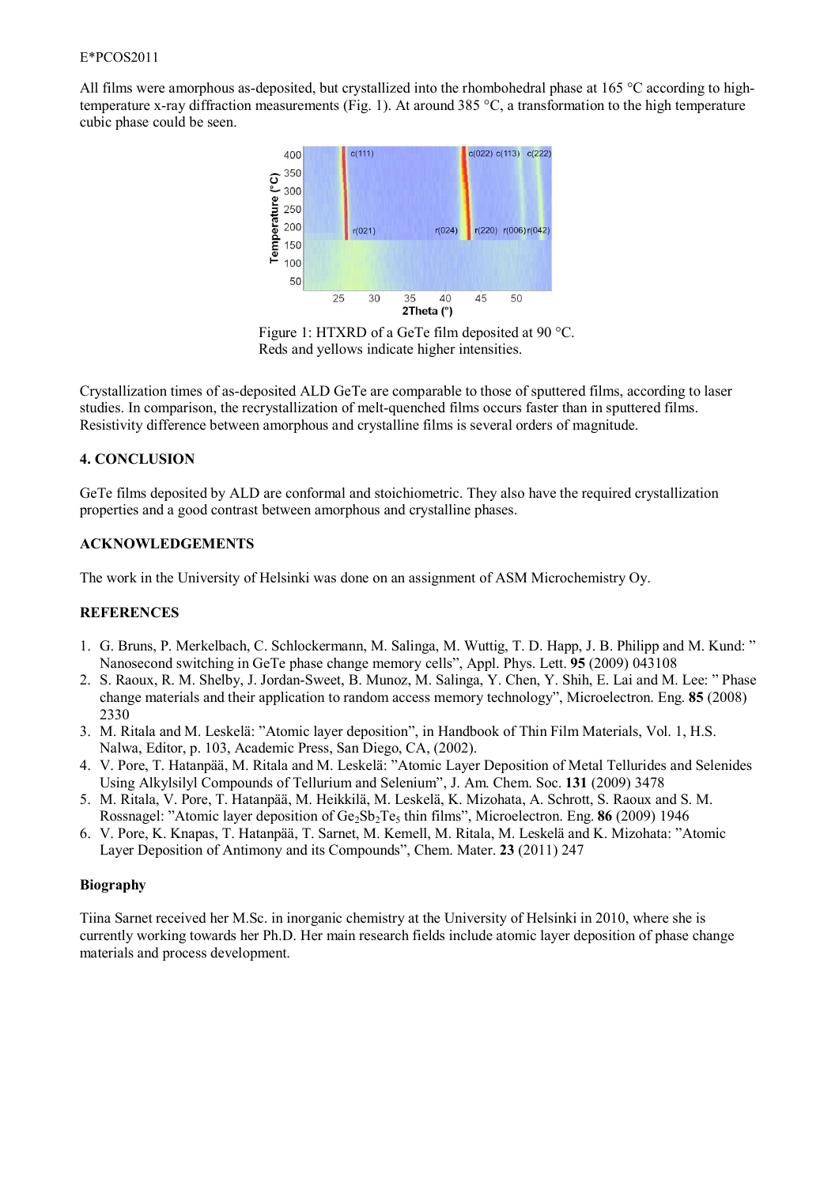All films were amorphous as-deposited, but crystallized into the rhombohedral phase at 165 °C according to high-temperature x-ray diffraction measurements (Fig. 1). At around 385 °C, a transformation to the high temperature cubic phase could be seen.

Temperature (°C)
400
350
300
250
200
150
100
50
25 30 35 40 45 50
2Theta (°)
c(111) c(022) c(113) c(222)
r(021) r(024) r(220) r(006) r(042)

Figure 1: HTXRD of a GeTe film deposited at 90 °C. Reds and yellows indicate higher intensities.

Crystallization times of as-deposited ALD GeTe are comparable to those of sputtered films, according to laser studies. In comparison, the recrystallization of melt-quenched films occurs faster than in sputtered films. Resistivity difference between amorphous and crystalline films is several orders of magnitude.

## 4. CONCLUSION

GeTe films deposited by ALD are conformal and stoichiometric. They also have the required crystallization properties and a good contrast between amorphous and crystalline phases.

## ACKNOWLEDGEMENTS

The work in the University of Helsinki was done on an assignment of ASM Microchemistry Oy.

## REFERENCES

1. G. Bruns, P. Merkelbach, C. Schlockermann, M. Salinga, M. Wuttig, T. D. Happ, J. B. Philipp and M. Kund: "Nanosecond switching in GeTe phase change memory cells", Appl. Phys. Lett. **95** (2009) 043108
2. S. Raoux, R. M. Shelby, J. Jordan-Sweet, B. Munoz, M. Salinga, Y. Chen, Y. Shih, E. Lai and M. Lee: "Phase change materials and their application to random access memory technology", Microelectron. Eng. **85** (2008) 2330
3. M. Ritala and M. Leskelä: "Atomic layer deposition", in Handbook of Thin Film Materials, Vol. 1, H.S. Nalwa, Editor, p. 103, Academic Press, San Diego, CA, (2002).
4. V. Pore, T. Hatanpää, M. Ritala and M. Leskelä: "Atomic Layer Deposition of Metal Tellurides and Selenides Using Alkylsilyl Compounds of Tellurium and Selenium", J. Am. Chem. Soc. **131** (2009) 3478
5. M. Ritala, V. Pore, T. Hatanpää, M. Heikkilä, M. Leskelä, K. Mizohata, A. Schrott, S. Raoux and S. M. Rossnagel: "Atomic layer deposition of $Ge_2Sb_2Te_5$ thin films", Microelectron. Eng. **86** (2009) 1946
6. V. Pore, K. Knapas, T. Hatanpää, T. Sarnet, M. Kemell, M. Ritala, M. Leskelä and K. Mizohata: "Atomic Layer Deposition of Antimony and its Compounds", Chem. Mater. **23** (2011) 247

## Biography

Tiina Sarnet received her M.Sc. in inorganic chemistry at the University of Helsinki in 2010, where she is currently working towards her Ph.D. Her main research fields include atomic layer deposition of phase change materials and process development.